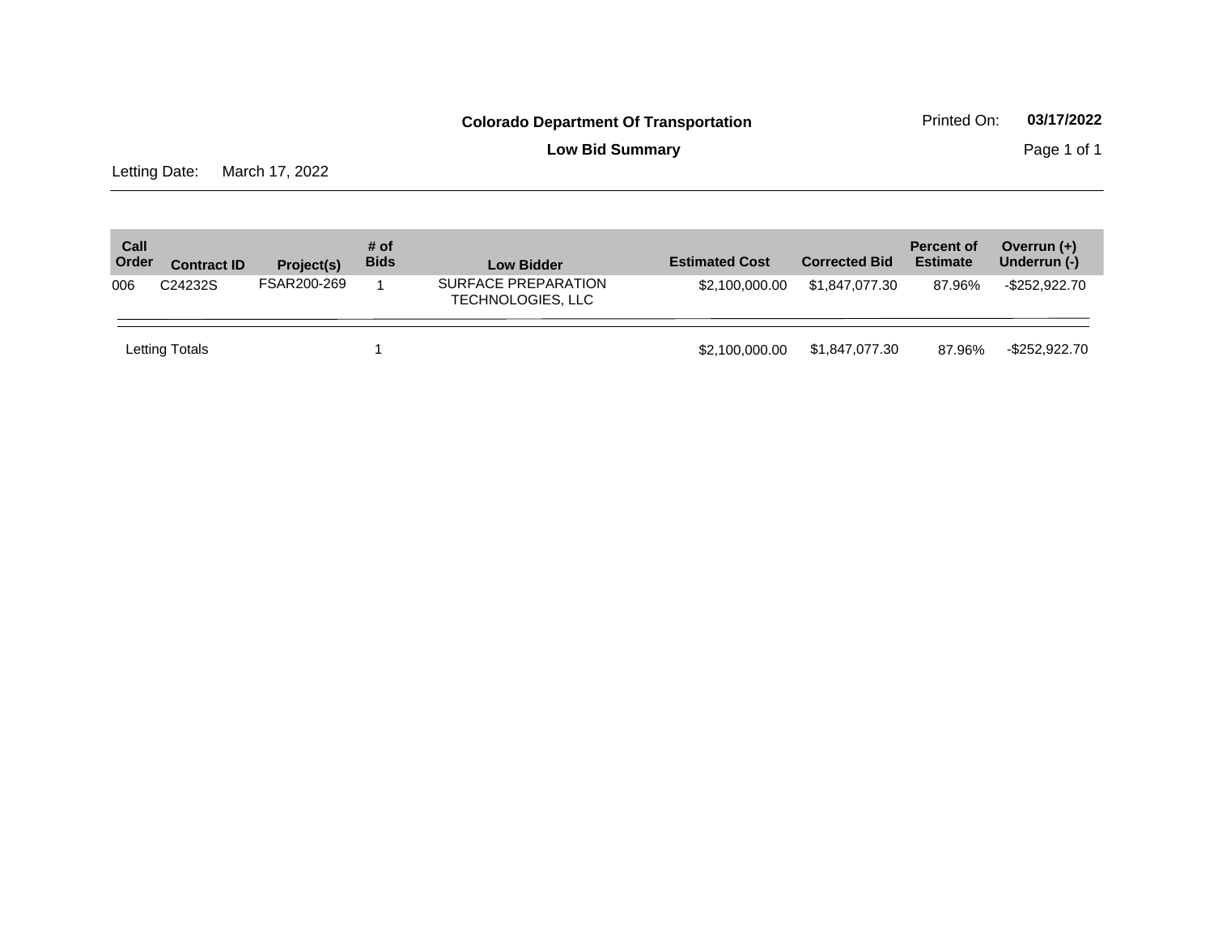**Colorado Department Of Transportation**

Printed On: **03/17/2022**

**Low Bid Summary**

Letting Date: March 17, 2022

| Call Order | Contract ID | Project(s) | # of Bids | Low Bidder | Estimated Cost | Corrected Bid | Percent of Estimate | Overrun (+) Underrun (-) |
|---|---|---|---|---|---|---|---|---|
| 006 | C24232S | FSAR200-269 | 1 | SURFACE PREPARATION TECHNOLOGIES, LLC | $2,100,000.00 | $1,847,077.30 | 87.96% | -$252,922.70 |
| Letting Totals | | | 1 | | $2,100,000.00 | $1,847,077.30 | 87.96% | -$252,922.70 |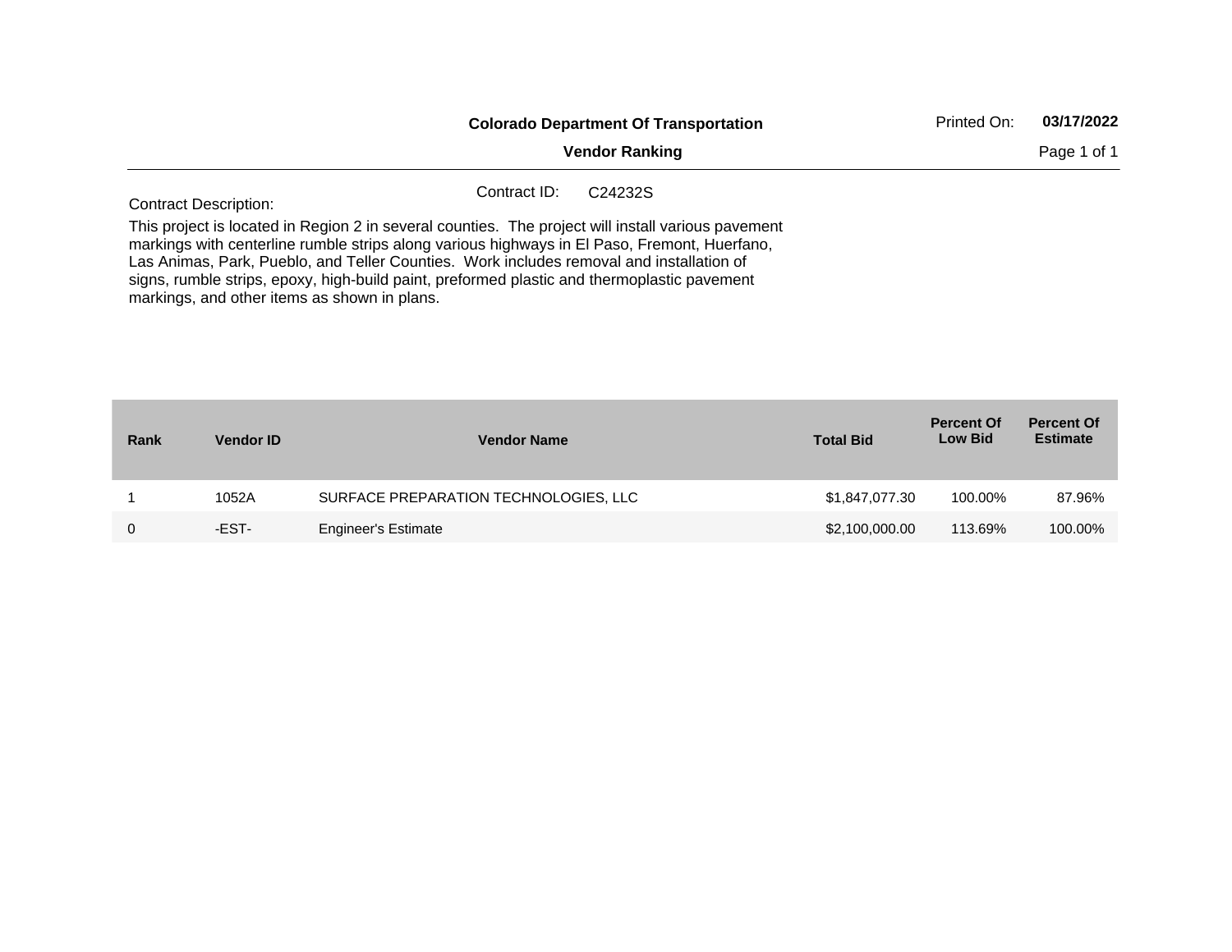**Colorado Department Of Transportation**

**Vendor Ranking**

Printed On: **03/17/2022**

Contract ID: C24232S

Contract Description:

This project is located in Region 2 in several counties. The project will install various pavement markings with centerline rumble strips along various highways in El Paso, Fremont, Huerfano, Las Animas, Park, Pueblo, and Teller Counties. Work includes removal and installation of signs, rumble strips, epoxy, high-build paint, preformed plastic and thermoplastic pavement markings, and other items as shown in plans.

| Rank | Vendor ID | Vendor Name | Total Bid | Percent Of Low Bid | Percent Of Estimate |
|---|---|---|---|---|---|
| 1 | 1052A | SURFACE PREPARATION TECHNOLOGIES, LLC | $1,847,077.30 | 100.00% | 87.96% |
| 0 | -EST- | Engineer's Estimate | $2,100,000.00 | 113.69% | 100.00% |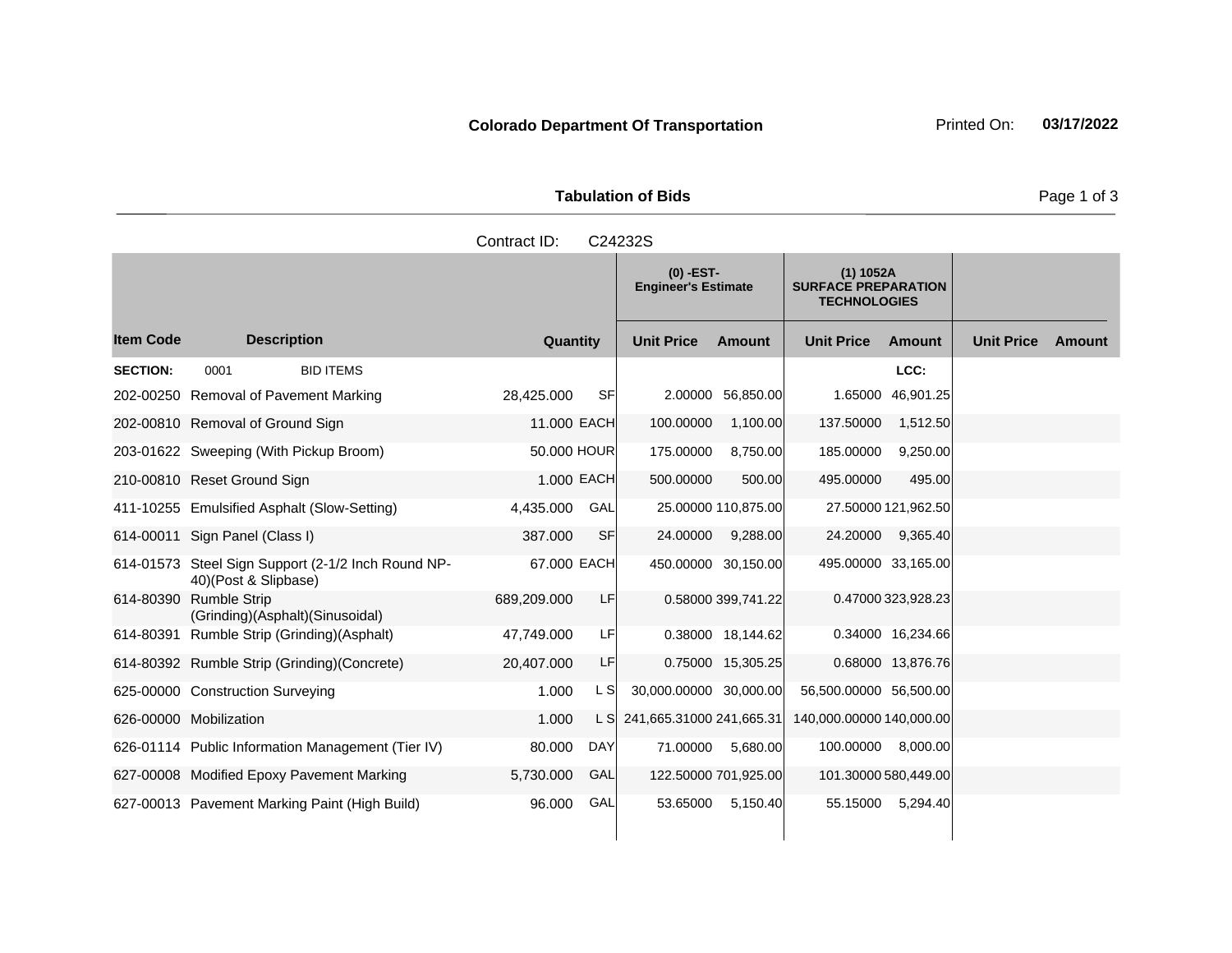**Colorado Department Of Transportation** Printed On: **03/17/2022**

**Tabulation of Bids**

Contract ID: C24232S

| Item Code | Description | Quantity | | (0) -EST- Engineer's Estimate | | (1) 1052A SURFACE PREPARATION TECHNOLOGIES | | | |
|---|---|---|---|---|---|---|---|---|---|
| | | | | Unit Price | Amount | Unit Price | Amount | Unit Price | Amount |
| **SECTION:** | 0001 BID ITEMS | | | | | | LCC: | | |
| 202-00250 | Removal of Pavement Marking | 28,425.000 | SF | 2.00000 | 56,850.00 | 1.65000 | 46,901.25 | | |
| 202-00810 | Removal of Ground Sign | 11.000 | EACH | 100.00000 | 1,100.00 | 137.50000 | 1,512.50 | | |
| 203-01622 | Sweeping (With Pickup Broom) | 50.000 | HOUR | 175.00000 | 8,750.00 | 185.00000 | 9,250.00 | | |
| 210-00810 | Reset Ground Sign | 1.000 | EACH | 500.00000 | 500.00 | 495.00000 | 495.00 | | |
| 411-10255 | Emulsified Asphalt (Slow-Setting) | 4,435.000 | GAL | 25.00000 | 110,875.00 | 27.50000 | 121,962.50 | | |
| 614-00011 | Sign Panel (Class I) | 387.000 | SF | 24.00000 | 9,288.00 | 24.20000 | 9,365.40 | | |
| 614-01573 | Steel Sign Support (2-1/2 Inch Round NP-40)(Post & Slipbase) | 67.000 | EACH | 450.00000 | 30,150.00 | 495.00000 | 33,165.00 | | |
| 614-80390 | Rumble Strip (Grinding)(Asphalt)(Sinusoidal) | 689,209.000 | LF | 0.58000 | 399,741.22 | 0.47000 | 323,928.23 | | |
| 614-80391 | Rumble Strip (Grinding)(Asphalt) | 47,749.000 | LF | 0.38000 | 18,144.62 | 0.34000 | 16,234.66 | | |
| 614-80392 | Rumble Strip (Grinding)(Concrete) | 20,407.000 | LF | 0.75000 | 15,305.25 | 0.68000 | 13,876.76 | | |
| 625-00000 | Construction Surveying | 1.000 | L S | 30,000.00000 | 30,000.00 | 56,500.00000 | 56,500.00 | | |
| 626-00000 | Mobilization | 1.000 | L S | 241,665.31000 | 241,665.31 | 140,000.00000 | 140,000.00 | | |
| 626-01114 | Public Information Management (Tier IV) | 80.000 | DAY | 71.00000 | 5,680.00 | 100.00000 | 8,000.00 | | |
| 627-00008 | Modified Epoxy Pavement Marking | 5,730.000 | GAL | 122.50000 | 701,925.00 | 101.30000 | 580,449.00 | | |
| 627-00013 | Pavement Marking Paint (High Build) | 96.000 | GAL | 53.65000 | 5,150.40 | 55.15000 | 5,294.40 | | |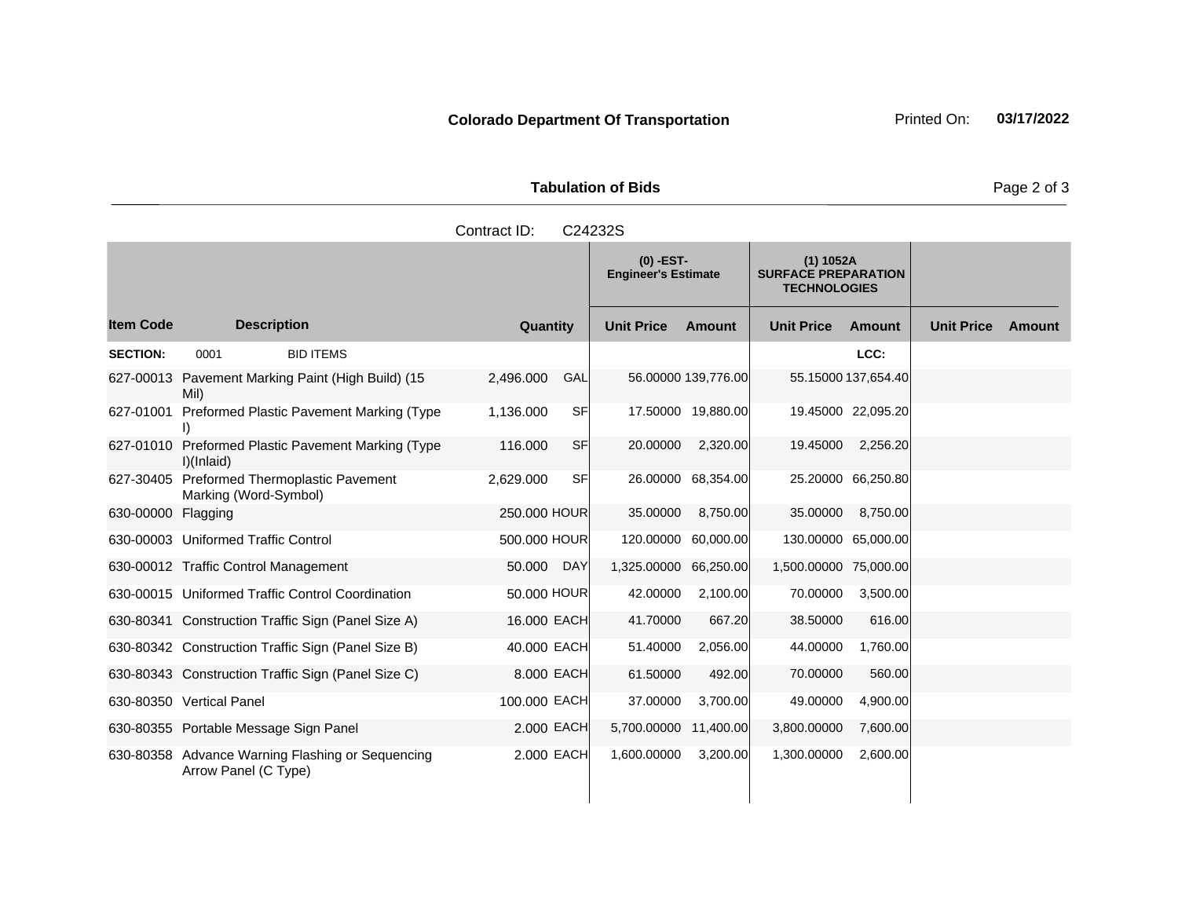**Colorado Department Of Transportation** Printed On: **03/17/2022**

**Tabulation of Bids**

Contract ID: C24232S

| Item Code | Description | Quantity | | (0) -EST- Engineer's Estimate | | (1) 1052A SURFACE PREPARATION TECHNOLOGIES | | | |
|---|---|---|---|---|---|---|---|---|---|
| | | | | Unit Price | Amount | Unit Price | Amount | Unit Price | Amount |
| **SECTION:** | 0001 BID ITEMS | | | | | | LCC: | | |
| 627-00013 | Pavement Marking Paint (High Build) (15 Mil) | 2,496.000 | GAL | 56.00000 | 139,776.00 | 55.15000 | 137,654.40 | | |
| 627-01001 | Preformed Plastic Pavement Marking (Type I) | 1,136.000 | SF | 17.50000 | 19,880.00 | 19.45000 | 22,095.20 | | |
| 627-01010 | Preformed Plastic Pavement Marking (Type I)(Inlaid) | 116.000 | SF | 20.00000 | 2,320.00 | 19.45000 | 2,256.20 | | |
| 627-30405 | Preformed Thermoplastic Pavement Marking (Word-Symbol) | 2,629.000 | SF | 26.00000 | 68,354.00 | 25.20000 | 66,250.80 | | |
| 630-00000 | Flagging | 250.000 | HOUR | 35.00000 | 8,750.00 | 35.00000 | 8,750.00 | | |
| 630-00003 | Uniformed Traffic Control | 500.000 | HOUR | 120.00000 | 60,000.00 | 130.00000 | 65,000.00 | | |
| 630-00012 | Traffic Control Management | 50.000 | DAY | 1,325.00000 | 66,250.00 | 1,500.00000 | 75,000.00 | | |
| 630-00015 | Uniformed Traffic Control Coordination | 50.000 | HOUR | 42.00000 | 2,100.00 | 70.00000 | 3,500.00 | | |
| 630-80341 | Construction Traffic Sign (Panel Size A) | 16.000 | EACH | 41.70000 | 667.20 | 38.50000 | 616.00 | | |
| 630-80342 | Construction Traffic Sign (Panel Size B) | 40.000 | EACH | 51.40000 | 2,056.00 | 44.00000 | 1,760.00 | | |
| 630-80343 | Construction Traffic Sign (Panel Size C) | 8.000 | EACH | 61.50000 | 492.00 | 70.00000 | 560.00 | | |
| 630-80350 | Vertical Panel | 100.000 | EACH | 37.00000 | 3,700.00 | 49.00000 | 4,900.00 | | |
| 630-80355 | Portable Message Sign Panel | 2.000 | EACH | 5,700.00000 | 11,400.00 | 3,800.00000 | 7,600.00 | | |
| 630-80358 | Advance Warning Flashing or Sequencing Arrow Panel (C Type) | 2.000 | EACH | 1,600.00000 | 3,200.00 | 1,300.00000 | 2,600.00 | | |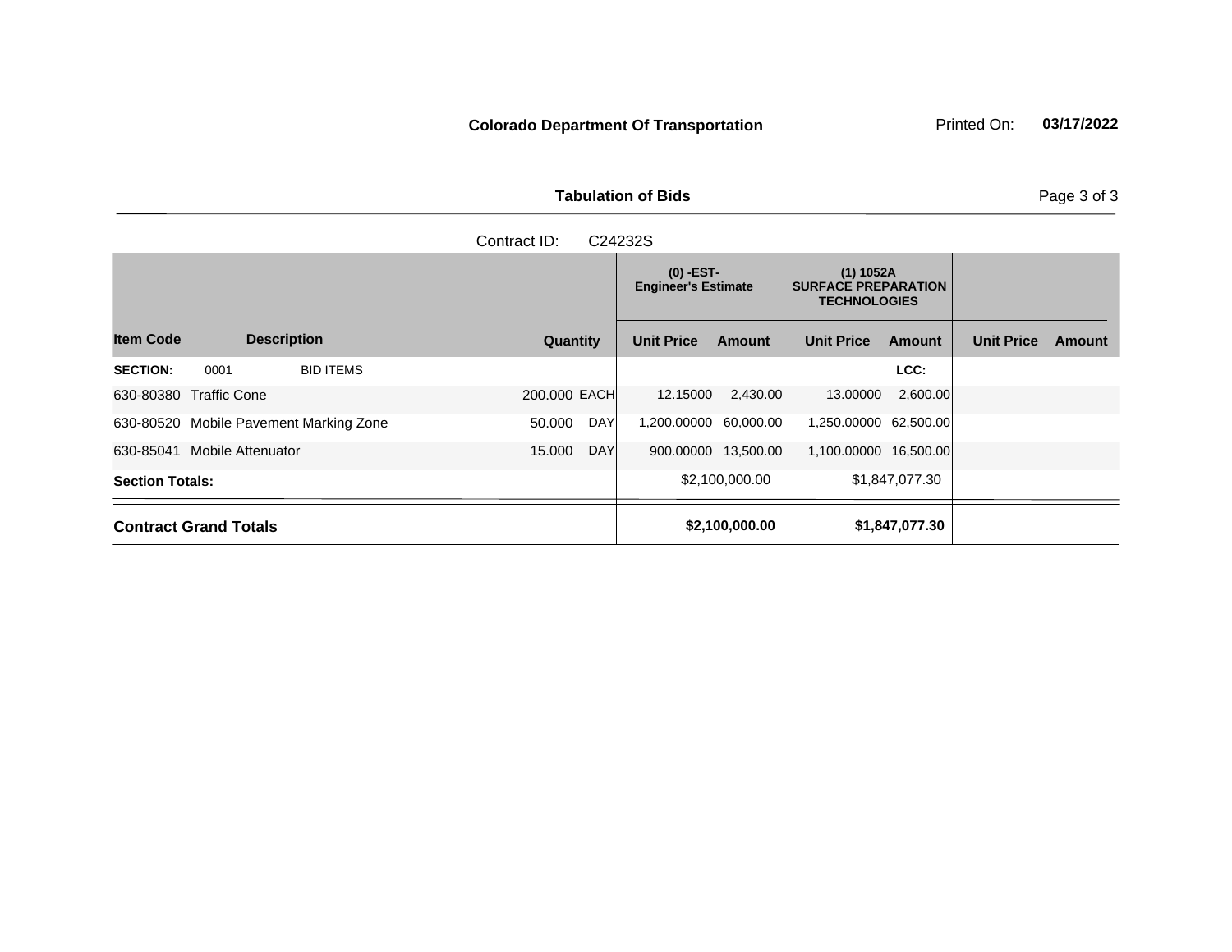**Colorado Department Of Transportation**

Printed On: **03/17/2022**

**Tabulation of Bids**

Contract ID: C24232S

| Item Code | Description | Quantity | | (0) -EST- Engineer's Estimate Unit Price | Amount | (1) 1052A SURFACE PREPARATION TECHNOLOGIES Unit Price | Amount | Unit Price | Amount |
|---|---|---|---|---|---|---|---|---|---|
| **SECTION:** 0001 | BID ITEMS | | | | | | **LCC:** | | |
| 630-80380 | Traffic Cone | 200.000 | EACH | 12.15000 | 2,430.00 | 13.00000 | 2,600.00 | | |
| 630-80520 | Mobile Pavement Marking Zone | 50.000 | DAY | 1,200.00000 | 60,000.00 | 1,250.00000 | 62,500.00 | | |
| 630-85041 | Mobile Attenuator | 15.000 | DAY | 900.00000 | 13,500.00 | 1,100.00000 | 16,500.00 | | |
| **Section Totals:** | | | | | $2,100,000.00 | | $1,847,077.30 | | |
| **Contract Grand Totals** | | | | | **$2,100,000.00** | | **$1,847,077.30** | | |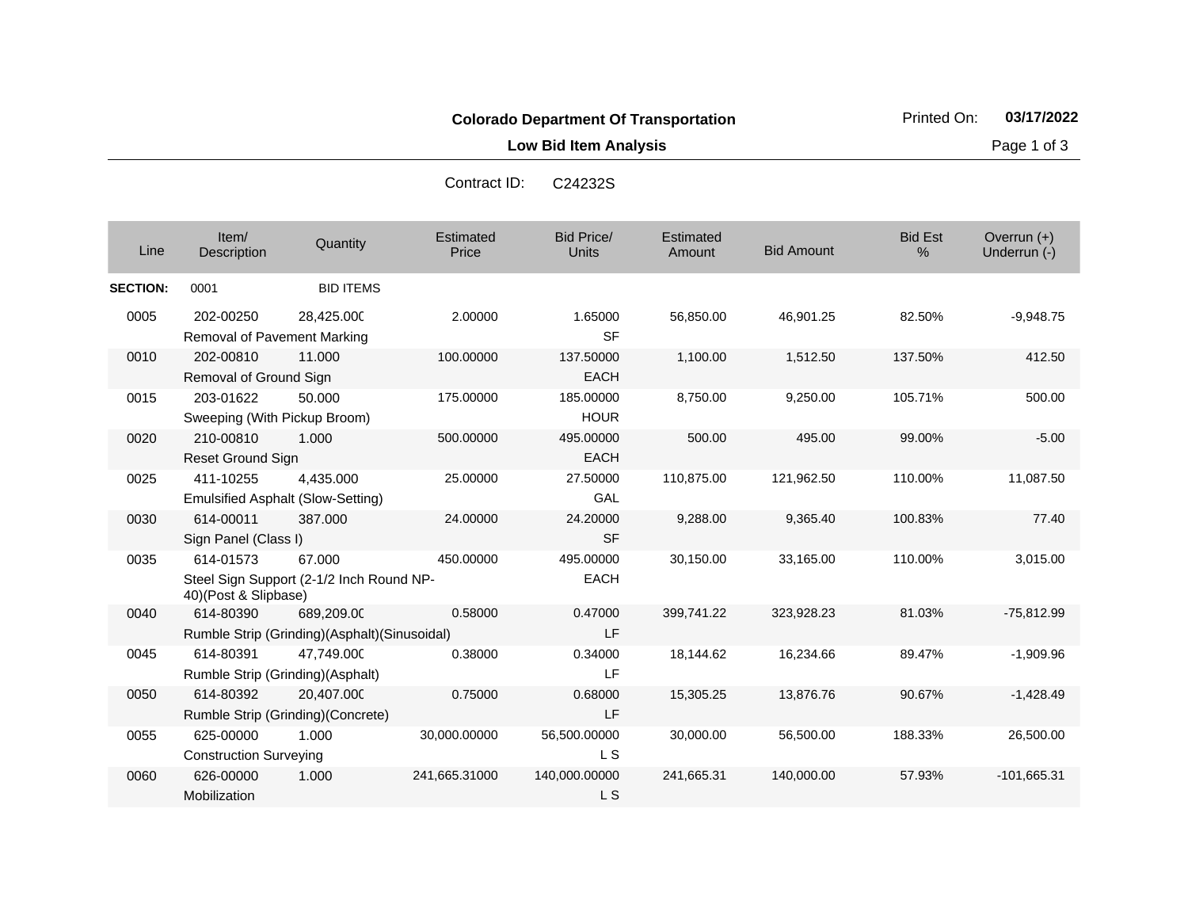**Colorado Department Of Transportation**

**Low Bid Item Analysis**

Contract ID: C24232S

| Line | Item/ Description | Quantity | Estimated Price | Bid Price/ Units | Estimated Amount | Bid Amount | Bid Est % | Overrun (+) Underrun (-) |
|---|---|---|---|---|---|---|---|---|
| **SECTION:** | 0001 | BID ITEMS | | | | | | |
| 0005 | 202-00250 Removal of Pavement Marking | 28,425.000 | 2.00000 | 1.65000 SF | 56,850.00 | 46,901.25 | 82.50% | -9,948.75 |
| 0010 | 202-00810 Removal of Ground Sign | 11.000 | 100.00000 | 137.50000 EACH | 1,100.00 | 1,512.50 | 137.50% | 412.50 |
| 0015 | 203-01622 Sweeping (With Pickup Broom) | 50.000 | 175.00000 | 185.00000 HOUR | 8,750.00 | 9,250.00 | 105.71% | 500.00 |
| 0020 | 210-00810 Reset Ground Sign | 1.000 | 500.00000 | 495.00000 EACH | 500.00 | 495.00 | 99.00% | -5.00 |
| 0025 | 411-10255 Emulsified Asphalt (Slow-Setting) | 4,435.000 | 25.00000 | 27.50000 GAL | 110,875.00 | 121,962.50 | 110.00% | 11,087.50 |
| 0030 | 614-00011 Sign Panel (Class I) | 387.000 | 24.00000 | 24.20000 SF | 9,288.00 | 9,365.40 | 100.83% | 77.40 |
| 0035 | 614-01573 Steel Sign Support (2-1/2 Inch Round NP-40)(Post & Slipbase) | 67.000 | 450.00000 | 495.00000 EACH | 30,150.00 | 33,165.00 | 110.00% | 3,015.00 |
| 0040 | 614-80390 Rumble Strip (Grinding)(Asphalt)(Sinusoidal) | 689,209.000 | 0.58000 | 0.47000 LF | 399,741.22 | 323,928.23 | 81.03% | -75,812.99 |
| 0045 | 614-80391 Rumble Strip (Grinding)(Asphalt) | 47,749.000 | 0.38000 | 0.34000 LF | 18,144.62 | 16,234.66 | 89.47% | -1,909.96 |
| 0050 | 614-80392 Rumble Strip (Grinding)(Concrete) | 20,407.000 | 0.75000 | 0.68000 LF | 15,305.25 | 13,876.76 | 90.67% | -1,428.49 |
| 0055 | 625-00000 Construction Surveying | 1.000 | 30,000.00000 | 56,500.00000 L S | 30,000.00 | 56,500.00 | 188.33% | 26,500.00 |
| 0060 | 626-00000 Mobilization | 1.000 | 241,665.31000 | 140,000.00000 L S | 241,665.31 | 140,000.00 | 57.93% | -101,665.31 |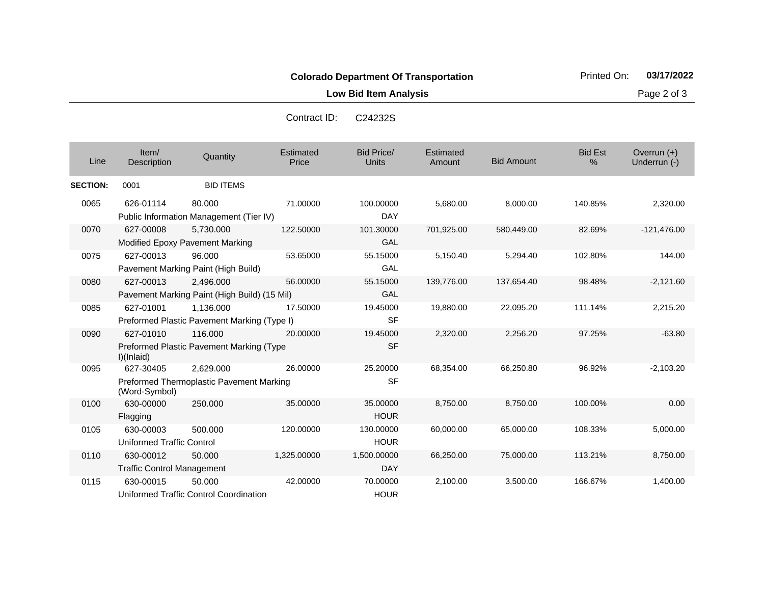**Colorado Department Of Transportation**

Printed On: **03/17/2022**

**Low Bid Item Analysis**

Contract ID: C24232S

| Line | Item/ Description | Quantity | Estimated Price | Bid Price/ Units | Estimated Amount | Bid Amount | Bid Est % | Overrun (+) Underrun (-) |
|---|---|---|---|---|---|---|---|---|
| **SECTION:** | 0001 | BID ITEMS | | | | | | |
| 0065 | 626-01114 Public Information Management (Tier IV) | 80.000 | 71.00000 | 100.00000 DAY | 5,680.00 | 8,000.00 | 140.85% | 2,320.00 |
| 0070 | 627-00008 Modified Epoxy Pavement Marking | 5,730.000 | 122.50000 | 101.30000 GAL | 701,925.00 | 580,449.00 | 82.69% | -121,476.00 |
| 0075 | 627-00013 Pavement Marking Paint (High Build) | 96.000 | 53.65000 | 55.15000 GAL | 5,150.40 | 5,294.40 | 102.80% | 144.00 |
| 0080 | 627-00013 Pavement Marking Paint (High Build) (15 Mil) | 2,496.000 | 56.00000 | 55.15000 GAL | 139,776.00 | 137,654.40 | 98.48% | -2,121.60 |
| 0085 | 627-01001 Preformed Plastic Pavement Marking (Type I) | 1,136.000 | 17.50000 | 19.45000 SF | 19,880.00 | 22,095.20 | 111.14% | 2,215.20 |
| 0090 | 627-01010 Preformed Plastic Pavement Marking (Type I)(Inlaid) | 116.000 | 20.00000 | 19.45000 SF | 2,320.00 | 2,256.20 | 97.25% | -63.80 |
| 0095 | 627-30405 Preformed Thermoplastic Pavement Marking (Word-Symbol) | 2,629.000 | 26.00000 | 25.20000 SF | 68,354.00 | 66,250.80 | 96.92% | -2,103.20 |
| 0100 | 630-00000 Flagging | 250.000 | 35.00000 | 35.00000 HOUR | 8,750.00 | 8,750.00 | 100.00% | 0.00 |
| 0105 | 630-00003 Uniformed Traffic Control | 500.000 | 120.00000 | 130.00000 HOUR | 60,000.00 | 65,000.00 | 108.33% | 5,000.00 |
| 0110 | 630-00012 Traffic Control Management | 50.000 | 1,325.00000 | 1,500.00000 DAY | 66,250.00 | 75,000.00 | 113.21% | 8,750.00 |
| 0115 | 630-00015 Uniformed Traffic Control Coordination | 50.000 | 42.00000 | 70.00000 HOUR | 2,100.00 | 3,500.00 | 166.67% | 1,400.00 |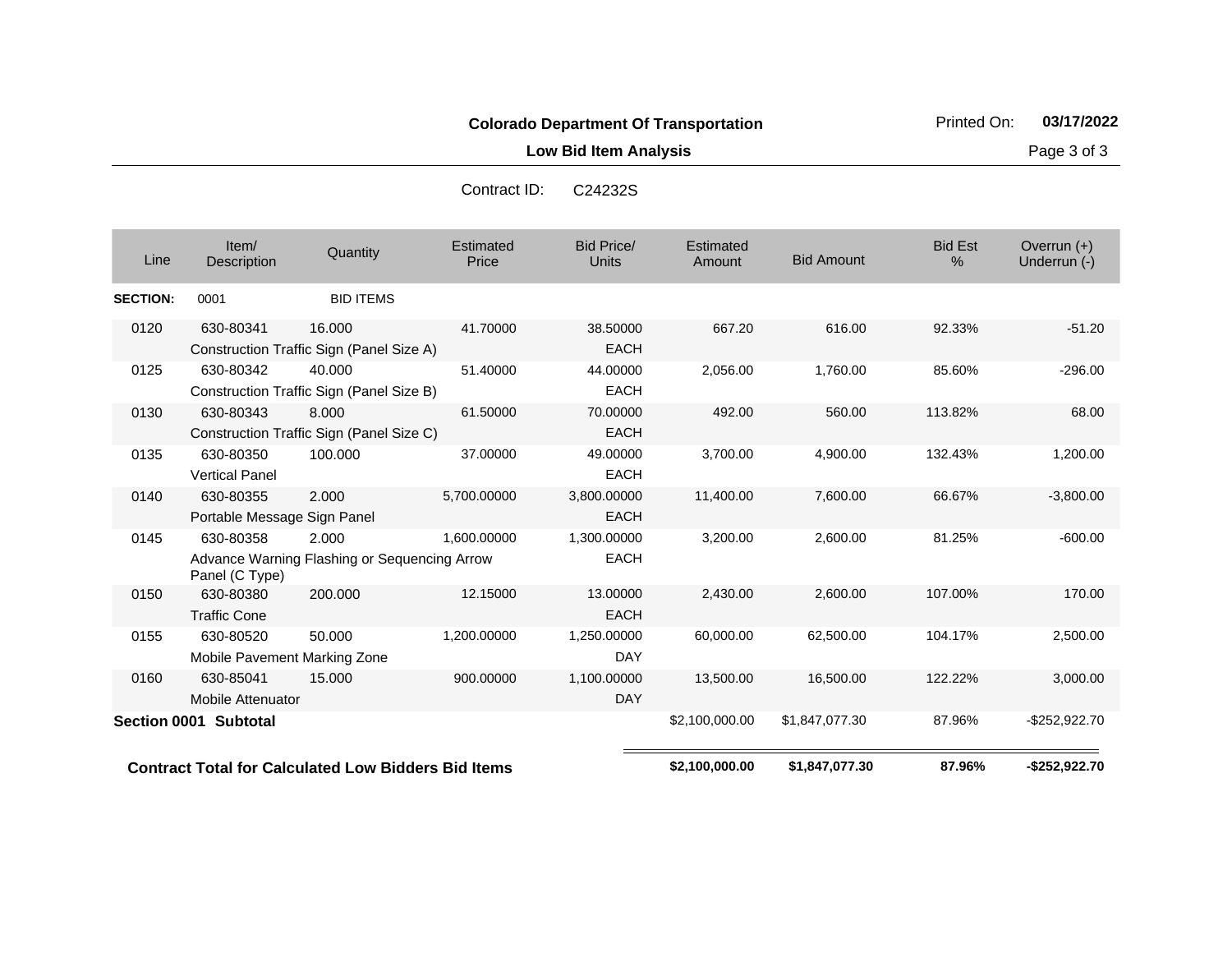**Colorado Department Of Transportation**

Printed On: **03/17/2022**

**Low Bid Item Analysis**

Contract ID: C24232S

| Line | Item/ Description | Quantity | Estimated Price | Bid Price/ Units | Estimated Amount | Bid Amount | Bid Est % | Overrun (+) Underrun (-) |
|---|---|---|---|---|---|---|---|---|
| **SECTION:** | 0001 | BID ITEMS | | | | | | |
| 0120 | 630-80341 Construction Traffic Sign (Panel Size A) | 16.000 | 41.70000 | 38.50000 EACH | 667.20 | 616.00 | 92.33% | -51.20 |
| 0125 | 630-80342 Construction Traffic Sign (Panel Size B) | 40.000 | 51.40000 | 44.00000 EACH | 2,056.00 | 1,760.00 | 85.60% | -296.00 |
| 0130 | 630-80343 Construction Traffic Sign (Panel Size C) | 8.000 | 61.50000 | 70.00000 EACH | 492.00 | 560.00 | 113.82% | 68.00 |
| 0135 | 630-80350 Vertical Panel | 100.000 | 37.00000 | 49.00000 EACH | 3,700.00 | 4,900.00 | 132.43% | 1,200.00 |
| 0140 | 630-80355 Portable Message Sign Panel | 2.000 | 5,700.00000 | 3,800.00000 EACH | 11,400.00 | 7,600.00 | 66.67% | -3,800.00 |
| 0145 | 630-80358 Advance Warning Flashing or Sequencing Arrow Panel (C Type) | 2.000 | 1,600.00000 | 1,300.00000 EACH | 3,200.00 | 2,600.00 | 81.25% | -600.00 |
| 0150 | 630-80380 Traffic Cone | 200.000 | 12.15000 | 13.00000 EACH | 2,430.00 | 2,600.00 | 107.00% | 170.00 |
| 0155 | 630-80520 Mobile Pavement Marking Zone | 50.000 | 1,200.00000 | 1,250.00000 DAY | 60,000.00 | 62,500.00 | 104.17% | 2,500.00 |
| 0160 | 630-85041 Mobile Attenuator | 15.000 | 900.00000 | 1,100.00000 DAY | 13,500.00 | 16,500.00 | 122.22% | 3,000.00 |
| **Section 0001 Subtotal** | | | | | $2,100,000.00 | $1,847,077.30 | 87.96% | -$252,922.70 |
| **Contract Total for Calculated Low Bidders Bid Items** | | | | | **$2,100,000.00** | **$1,847,077.30** | **87.96%** | **-$252,922.70** |